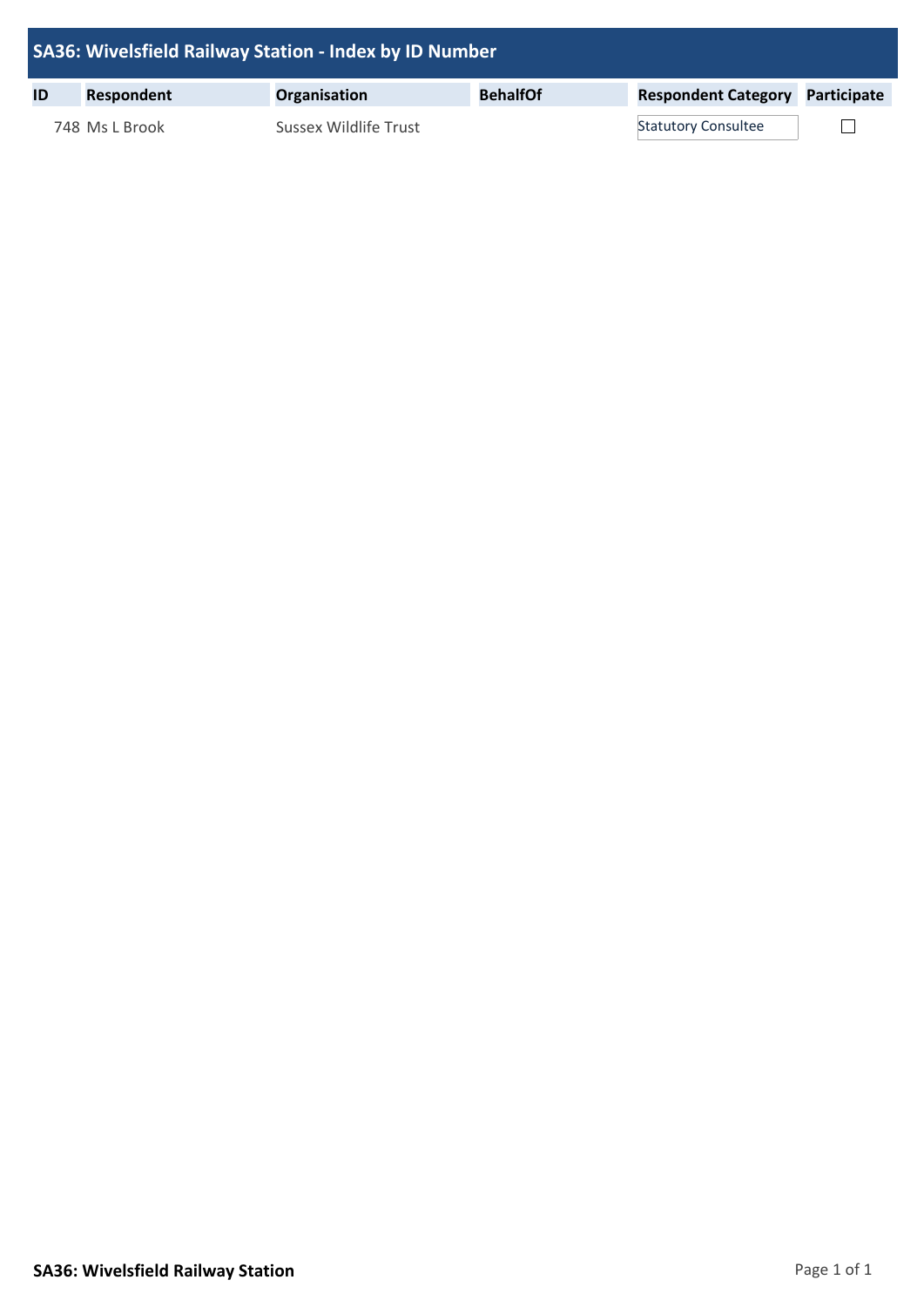# SA36: Wivelsfield Railway Station - Index by ID Number

| ID | Respondent | Organisation | BehalfOf | Respondent Category | Participate |
|---|---|---|---|---|---|
| 748 | Ms L Brook | Sussex Wildlife Trust | | Statutory Consultee | ☐ |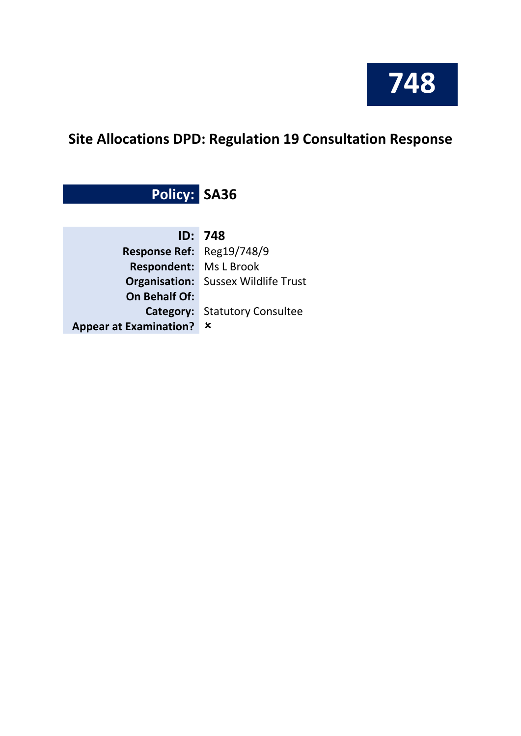# 748

## Site Allocations DPD: Regulation 19 Consultation Response

| Policy: | SA36 |
|---|---|

| | |
|---|---|
| **ID:** | **748** |
| **Response Ref:** | Reg19/748/9 |
| **Respondent:** | Ms L Brook |
| **Organisation:** | Sussex Wildlife Trust |
| **On Behalf Of:** | |
| **Category:** | Statutory Consultee |
| **Appear at Examination?** | ✗ |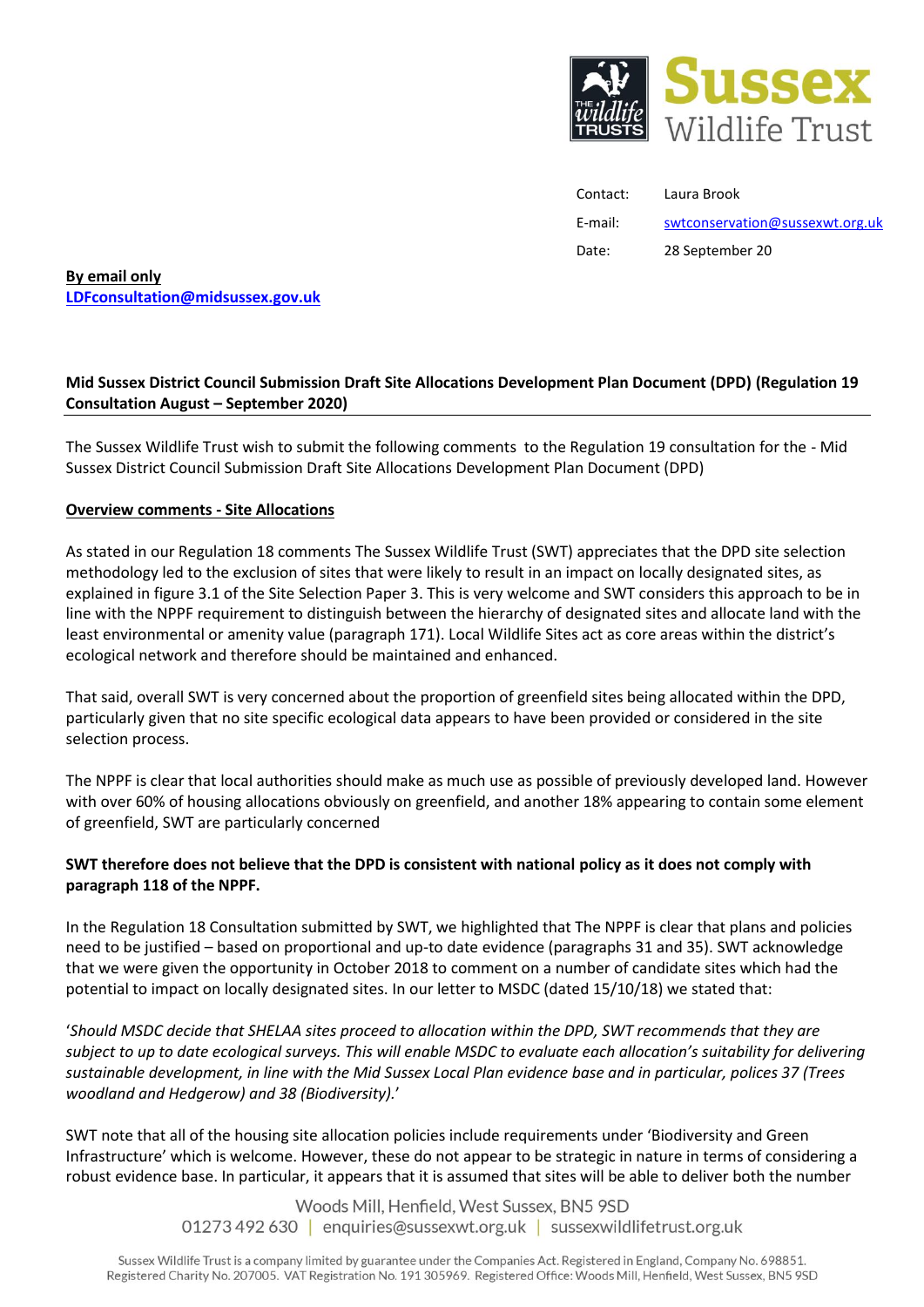Contact: Laura Brook

E-mail: swtconservation@sussexwt.org.uk

Date: 28 September 20

**By email only**
**LDFconsultation@midsussex.gov.uk**

**Mid Sussex District Council Submission Draft Site Allocations Development Plan Document (DPD) (Regulation 19 Consultation August – September 2020)**

The Sussex Wildlife Trust wish to submit the following comments to the Regulation 19 consultation for the - Mid Sussex District Council Submission Draft Site Allocations Development Plan Document (DPD)

**Overview comments - Site Allocations**

As stated in our Regulation 18 comments The Sussex Wildlife Trust (SWT) appreciates that the DPD site selection methodology led to the exclusion of sites that were likely to result in an impact on locally designated sites, as explained in figure 3.1 of the Site Selection Paper 3. This is very welcome and SWT considers this approach to be in line with the NPPF requirement to distinguish between the hierarchy of designated sites and allocate land with the least environmental or amenity value (paragraph 171). Local Wildlife Sites act as core areas within the district's ecological network and therefore should be maintained and enhanced.

That said, overall SWT is very concerned about the proportion of greenfield sites being allocated within the DPD, particularly given that no site specific ecological data appears to have been provided or considered in the site selection process.

The NPPF is clear that local authorities should make as much use as possible of previously developed land. However with over 60% of housing allocations obviously on greenfield, and another 18% appearing to contain some element of greenfield, SWT are particularly concerned

**SWT therefore does not believe that the DPD is consistent with national policy as it does not comply with paragraph 118 of the NPPF.**

In the Regulation 18 Consultation submitted by SWT, we highlighted that The NPPF is clear that plans and policies need to be justified – based on proportional and up-to date evidence (paragraphs 31 and 35). SWT acknowledge that we were given the opportunity in October 2018 to comment on a number of candidate sites which had the potential to impact on locally designated sites. In our letter to MSDC (dated 15/10/18) we stated that:

'*Should MSDC decide that SHELAA sites proceed to allocation within the DPD, SWT recommends that they are subject to up to date ecological surveys. This will enable MSDC to evaluate each allocation's suitability for delivering sustainable development, in line with the Mid Sussex Local Plan evidence base and in particular, polices 37 (Trees woodland and Hedgerow) and 38 (Biodiversity).*'

SWT note that all of the housing site allocation policies include requirements under 'Biodiversity and Green Infrastructure' which is welcome. However, these do not appear to be strategic in nature in terms of considering a robust evidence base. In particular, it appears that it is assumed that sites will be able to deliver both the number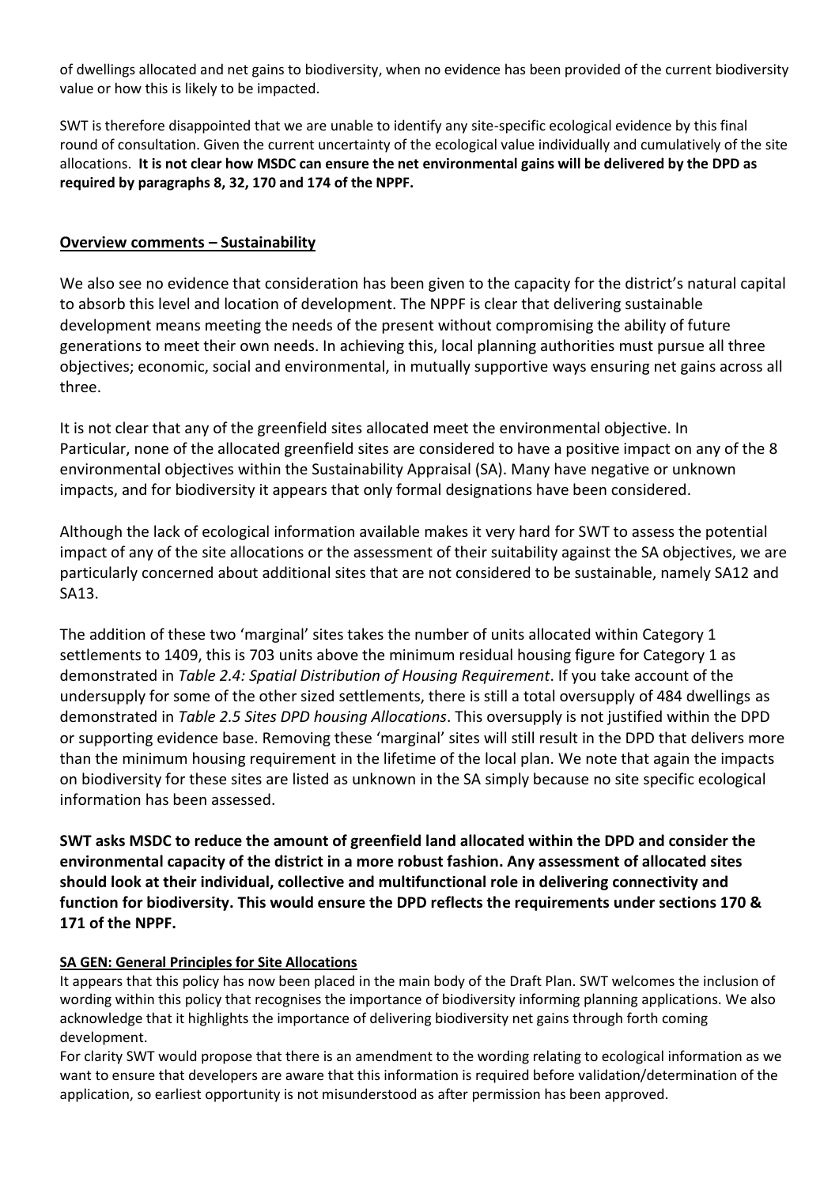of dwellings allocated and net gains to biodiversity, when no evidence has been provided of the current biodiversity value or how this is likely to be impacted.

SWT is therefore disappointed that we are unable to identify any site-specific ecological evidence by this final round of consultation. Given the current uncertainty of the ecological value individually and cumulatively of the site allocations. **It is not clear how MSDC can ensure the net environmental gains will be delivered by the DPD as required by paragraphs 8, 32, 170 and 174 of the NPPF.**

## Overview comments – Sustainability

We also see no evidence that consideration has been given to the capacity for the district's natural capital to absorb this level and location of development. The NPPF is clear that delivering sustainable development means meeting the needs of the present without compromising the ability of future generations to meet their own needs. In achieving this, local planning authorities must pursue all three objectives; economic, social and environmental, in mutually supportive ways ensuring net gains across all three.

It is not clear that any of the greenfield sites allocated meet the environmental objective. In Particular, none of the allocated greenfield sites are considered to have a positive impact on any of the 8 environmental objectives within the Sustainability Appraisal (SA). Many have negative or unknown impacts, and for biodiversity it appears that only formal designations have been considered.

Although the lack of ecological information available makes it very hard for SWT to assess the potential impact of any of the site allocations or the assessment of their suitability against the SA objectives, we are particularly concerned about additional sites that are not considered to be sustainable, namely SA12 and SA13.

The addition of these two 'marginal' sites takes the number of units allocated within Category 1 settlements to 1409, this is 703 units above the minimum residual housing figure for Category 1 as demonstrated in *Table 2.4: Spatial Distribution of Housing Requirement*. If you take account of the undersupply for some of the other sized settlements, there is still a total oversupply of 484 dwellings as demonstrated in *Table 2.5 Sites DPD housing Allocations*. This oversupply is not justified within the DPD or supporting evidence base. Removing these 'marginal' sites will still result in the DPD that delivers more than the minimum housing requirement in the lifetime of the local plan. We note that again the impacts on biodiversity for these sites are listed as unknown in the SA simply because no site specific ecological information has been assessed.

**SWT asks MSDC to reduce the amount of greenfield land allocated within the DPD and consider the environmental capacity of the district in a more robust fashion. Any assessment of allocated sites should look at their individual, collective and multifunctional role in delivering connectivity and function for biodiversity. This would ensure the DPD reflects the requirements under sections 170 & 171 of the NPPF.**

### SA GEN: General Principles for Site Allocations

It appears that this policy has now been placed in the main body of the Draft Plan. SWT welcomes the inclusion of wording within this policy that recognises the importance of biodiversity informing planning applications. We also acknowledge that it highlights the importance of delivering biodiversity net gains through forth coming development.

For clarity SWT would propose that there is an amendment to the wording relating to ecological information as we want to ensure that developers are aware that this information is required before validation/determination of the application, so earliest opportunity is not misunderstood as after permission has been approved.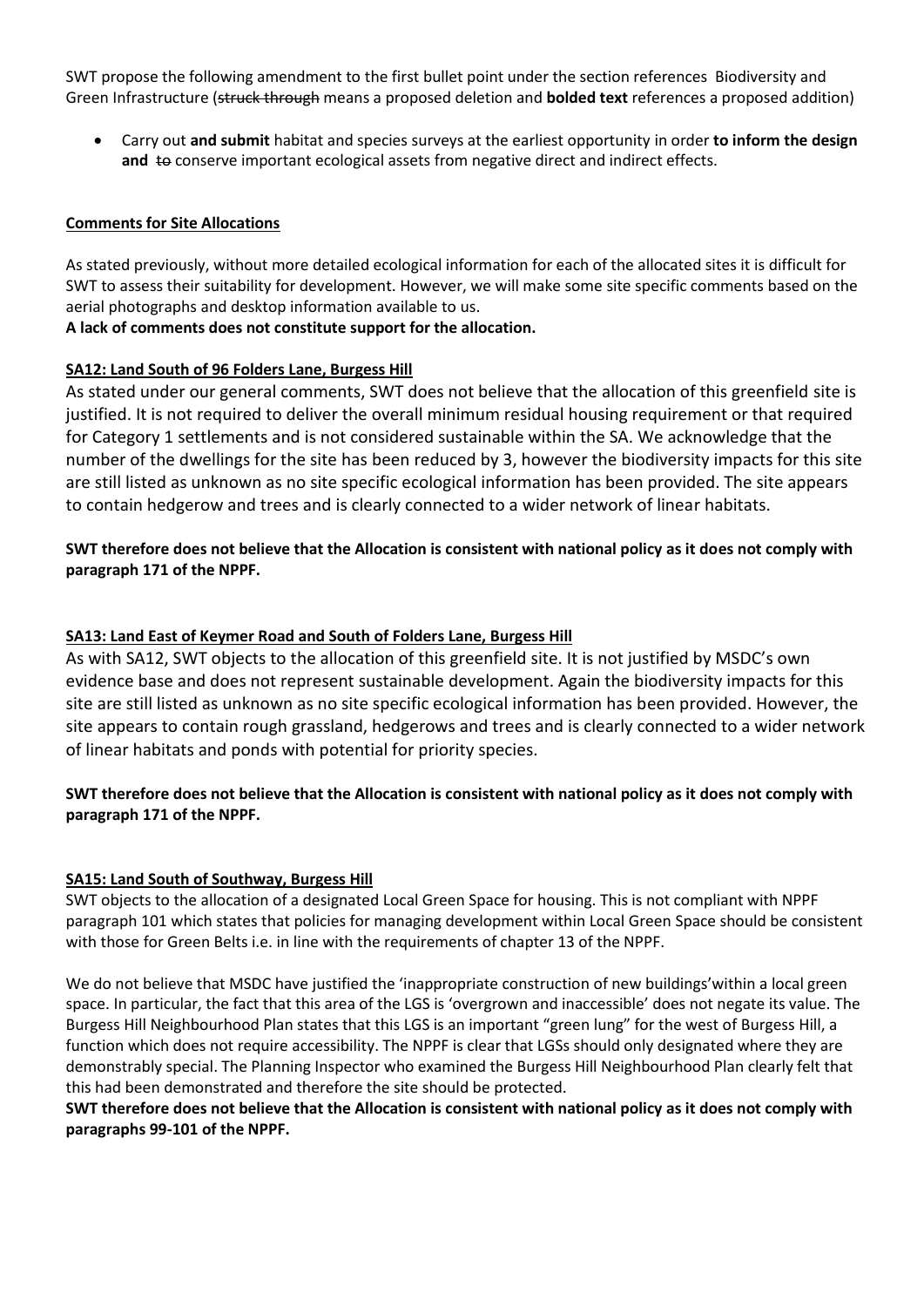SWT propose the following amendment to the first bullet point under the section references Biodiversity and Green Infrastructure (~~struck through~~ means a proposed deletion and **bolded text** references a proposed addition)

- Carry out **and submit** habitat and species surveys at the earliest opportunity in order **to inform the design and** ~~to~~ conserve important ecological assets from negative direct and indirect effects.

## Comments for Site Allocations

As stated previously, without more detailed ecological information for each of the allocated sites it is difficult for SWT to assess their suitability for development. However, we will make some site specific comments based on the aerial photographs and desktop information available to us.

**A lack of comments does not constitute support for the allocation.**

### SA12: Land South of 96 Folders Lane, Burgess Hill

As stated under our general comments, SWT does not believe that the allocation of this greenfield site is justified. It is not required to deliver the overall minimum residual housing requirement or that required for Category 1 settlements and is not considered sustainable within the SA. We acknowledge that the number of the dwellings for the site has been reduced by 3, however the biodiversity impacts for this site are still listed as unknown as no site specific ecological information has been provided. The site appears to contain hedgerow and trees and is clearly connected to a wider network of linear habitats.

**SWT therefore does not believe that the Allocation is consistent with national policy as it does not comply with paragraph 171 of the NPPF.**

### SA13: Land East of Keymer Road and South of Folders Lane, Burgess Hill

As with SA12, SWT objects to the allocation of this greenfield site. It is not justified by MSDC's own evidence base and does not represent sustainable development. Again the biodiversity impacts for this site are still listed as unknown as no site specific ecological information has been provided. However, the site appears to contain rough grassland, hedgerows and trees and is clearly connected to a wider network of linear habitats and ponds with potential for priority species.

**SWT therefore does not believe that the Allocation is consistent with national policy as it does not comply with paragraph 171 of the NPPF.**

### SA15: Land South of Southway, Burgess Hill

SWT objects to the allocation of a designated Local Green Space for housing. This is not compliant with NPPF paragraph 101 which states that policies for managing development within Local Green Space should be consistent with those for Green Belts i.e. in line with the requirements of chapter 13 of the NPPF.

We do not believe that MSDC have justified the 'inappropriate construction of new buildings'within a local green space. In particular, the fact that this area of the LGS is 'overgrown and inaccessible' does not negate its value. The Burgess Hill Neighbourhood Plan states that this LGS is an important "green lung" for the west of Burgess Hill, a function which does not require accessibility. The NPPF is clear that LGSs should only designated where they are demonstrably special. The Planning Inspector who examined the Burgess Hill Neighbourhood Plan clearly felt that this had been demonstrated and therefore the site should be protected.

**SWT therefore does not believe that the Allocation is consistent with national policy as it does not comply with paragraphs 99-101 of the NPPF.**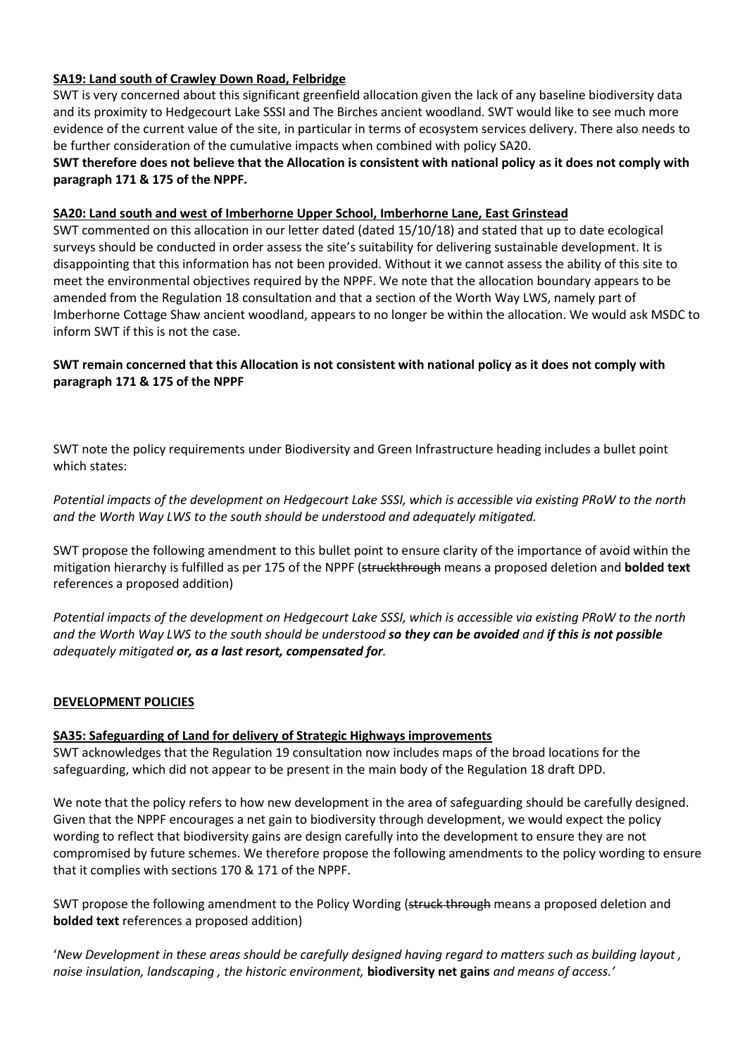**SA19: Land south of Crawley Down Road, Felbridge**

SWT is very concerned about this significant greenfield allocation given the lack of any baseline biodiversity data and its proximity to Hedgecourt Lake SSSI and The Birches ancient woodland. SWT would like to see much more evidence of the current value of the site, in particular in terms of ecosystem services delivery. There also needs to be further consideration of the cumulative impacts when combined with policy SA20.

**SWT therefore does not believe that the Allocation is consistent with national policy as it does not comply with paragraph 171 & 175 of the NPPF.**

**SA20: Land south and west of Imberhorne Upper School, Imberhorne Lane, East Grinstead**

SWT commented on this allocation in our letter dated (dated 15/10/18) and stated that up to date ecological surveys should be conducted in order assess the site's suitability for delivering sustainable development. It is disappointing that this information has not been provided. Without it we cannot assess the ability of this site to meet the environmental objectives required by the NPPF. We note that the allocation boundary appears to be amended from the Regulation 18 consultation and that a section of the Worth Way LWS, namely part of Imberhorne Cottage Shaw ancient woodland, appears to no longer be within the allocation. We would ask MSDC to inform SWT if this is not the case.

**SWT remain concerned that this Allocation is not consistent with national policy as it does not comply with paragraph 171 & 175 of the NPPF**

SWT note the policy requirements under Biodiversity and Green Infrastructure heading includes a bullet point which states:

*Potential impacts of the development on Hedgecourt Lake SSSI, which is accessible via existing PRoW to the north and the Worth Way LWS to the south should be understood and adequately mitigated.*

SWT propose the following amendment to this bullet point to ensure clarity of the importance of avoid within the mitigation hierarchy is fulfilled as per 175 of the NPPF (~~struckthrough~~ means a proposed deletion and **bolded text** references a proposed addition)

*Potential impacts of the development on Hedgecourt Lake SSSI, which is accessible via existing PRoW to the north and the Worth Way LWS to the south should be understood* ***so they can be avoided*** *and* ***if this is not possible*** *adequately mitigated* ***or, as a last resort, compensated for****.*

**DEVELOPMENT POLICIES**

**SA35: Safeguarding of Land for delivery of Strategic Highways improvements**

SWT acknowledges that the Regulation 19 consultation now includes maps of the broad locations for the safeguarding, which did not appear to be present in the main body of the Regulation 18 draft DPD.

We note that the policy refers to how new development in the area of safeguarding should be carefully designed. Given that the NPPF encourages a net gain to biodiversity through development, we would expect the policy wording to reflect that biodiversity gains are design carefully into the development to ensure they are not compromised by future schemes. We therefore propose the following amendments to the policy wording to ensure that it complies with sections 170 & 171 of the NPPF.

SWT propose the following amendment to the Policy Wording (~~struck through~~ means a proposed deletion and **bolded text** references a proposed addition)

'*New Development in these areas should be carefully designed having regard to matters such as building layout , noise insulation, landscaping , the historic environment,* **biodiversity net gains** *and means of access.'*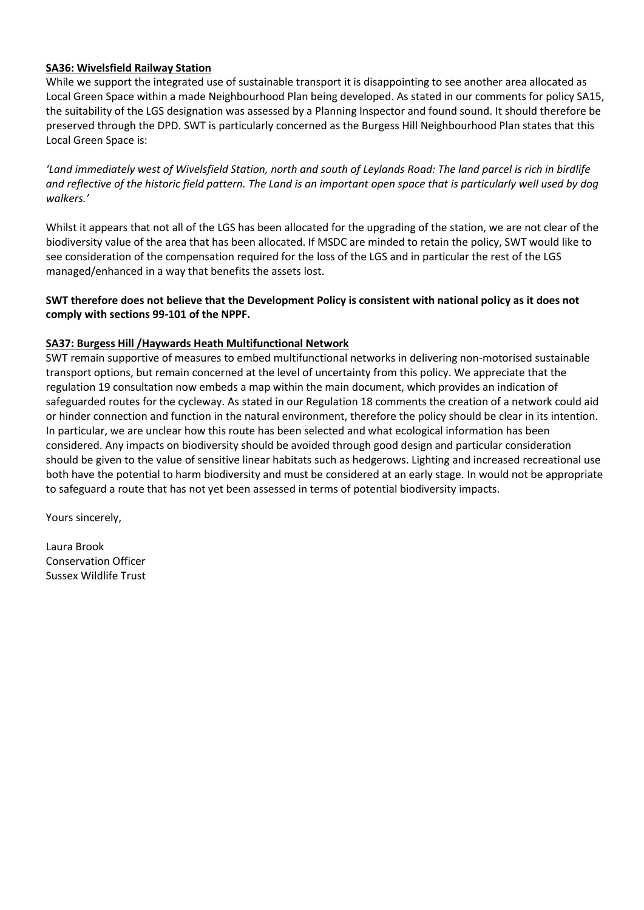**SA36: Wivelsfield Railway Station**

While we support the integrated use of sustainable transport it is disappointing to see another area allocated as Local Green Space within a made Neighbourhood Plan being developed. As stated in our comments for policy SA15, the suitability of the LGS designation was assessed by a Planning Inspector and found sound. It should therefore be preserved through the DPD. SWT is particularly concerned as the Burgess Hill Neighbourhood Plan states that this Local Green Space is:

*'Land immediately west of Wivelsfield Station, north and south of Leylands Road: The land parcel is rich in birdlife and reflective of the historic field pattern. The Land is an important open space that is particularly well used by dog walkers.'*

Whilst it appears that not all of the LGS has been allocated for the upgrading of the station, we are not clear of the biodiversity value of the area that has been allocated. If MSDC are minded to retain the policy, SWT would like to see consideration of the compensation required for the loss of the LGS and in particular the rest of the LGS managed/enhanced in a way that benefits the assets lost.

**SWT therefore does not believe that the Development Policy is consistent with national policy as it does not comply with sections 99-101 of the NPPF.**

**SA37: Burgess Hill /Haywards Heath Multifunctional Network**

SWT remain supportive of measures to embed multifunctional networks in delivering non-motorised sustainable transport options, but remain concerned at the level of uncertainty from this policy. We appreciate that the regulation 19 consultation now embeds a map within the main document, which provides an indication of safeguarded routes for the cycleway. As stated in our Regulation 18 comments the creation of a network could aid or hinder connection and function in the natural environment, therefore the policy should be clear in its intention. In particular, we are unclear how this route has been selected and what ecological information has been considered. Any impacts on biodiversity should be avoided through good design and particular consideration should be given to the value of sensitive linear habitats such as hedgerows. Lighting and increased recreational use both have the potential to harm biodiversity and must be considered at an early stage. In would not be appropriate to safeguard a route that has not yet been assessed in terms of potential biodiversity impacts.

Yours sincerely,

Laura Brook
Conservation Officer
Sussex Wildlife Trust